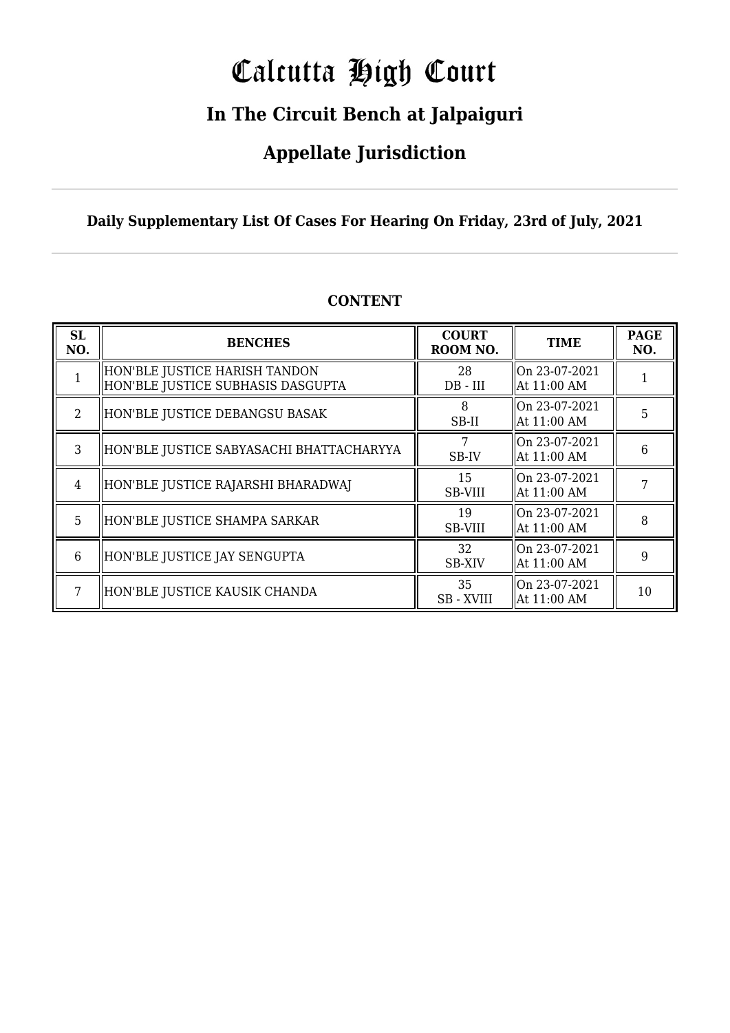# Calcutta High Court

## In The Circuit Bench at Jalpaiguri

## Appellate Jurisdiction

**Daily Supplementary List Of Cases For Hearing On Friday, 23rd of July, 2021**

**CONTENT**

| SL NO. | BENCHES | COURT ROOM NO. | TIME | PAGE NO. |
|---|---|---|---|---|
| 1 | HON'BLE JUSTICE HARISH TANDON<br>HON'BLE JUSTICE SUBHASIS DASGUPTA | 28<br>DB - III | On 23-07-2021<br>At 11:00 AM | 1 |
| 2 | HON'BLE JUSTICE DEBANGSU BASAK | 8<br>SB-II | On 23-07-2021<br>At 11:00 AM | 5 |
| 3 | HON'BLE JUSTICE SABYASACHI BHATTACHARYYA | 7<br>SB-IV | On 23-07-2021<br>At 11:00 AM | 6 |
| 4 | HON'BLE JUSTICE RAJARSHI BHARADWAJ | 15<br>SB-VIII | On 23-07-2021<br>At 11:00 AM | 7 |
| 5 | HON'BLE JUSTICE SHAMPA SARKAR | 19<br>SB-VIII | On 23-07-2021<br>At 11:00 AM | 8 |
| 6 | HON'BLE JUSTICE JAY SENGUPTA | 32<br>SB-XIV | On 23-07-2021<br>At 11:00 AM | 9 |
| 7 | HON'BLE JUSTICE KAUSIK CHANDA | 35<br>SB - XVIII | On 23-07-2021<br>At 11:00 AM | 10 |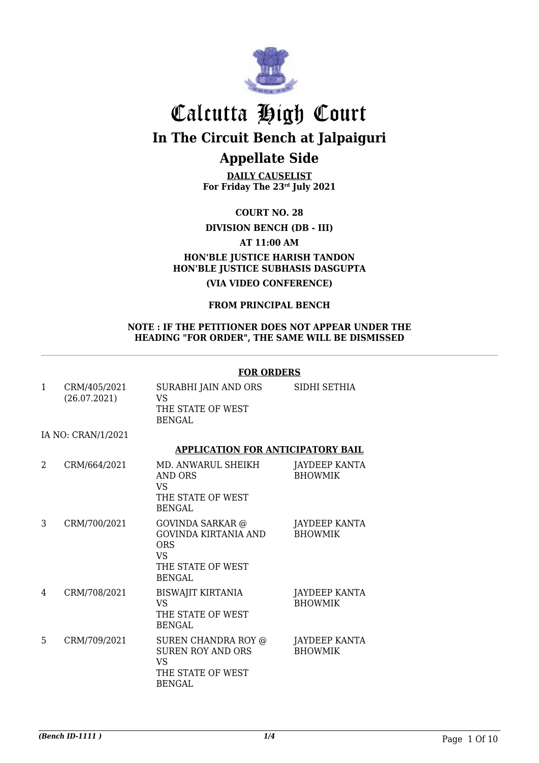# Calcutta High Court

## In The Circuit Bench at Jalpaiguri

## Appellate Side

**DAILY CAUSELIST**
**For Friday The 23rd July 2021**

**COURT NO. 28**

**DIVISION BENCH (DB - III)**

**AT 11:00 AM**

**HON'BLE JUSTICE HARISH TANDON**
**HON'BLE JUSTICE SUBHASIS DASGUPTA**

**(VIA VIDEO CONFERENCE)**

**FROM PRINCIPAL BENCH**

**NOTE : IF THE PETITIONER DOES NOT APPEAR UNDER THE HEADING "FOR ORDER", THE SAME WILL BE DISMISSED**

---

**FOR ORDERS**

| | | | |
|---|---|---|---|
| 1 | CRM/405/2021 (26.07.2021) | SURABHI JAIN AND ORS VS THE STATE OF WEST BENGAL | SIDHI SETHIA |

IA NO: CRAN/1/2021

**APPLICATION FOR ANTICIPATORY BAIL**

| | | | |
|---|---|---|---|
| 2 | CRM/664/2021 | MD. ANWARUL SHEIKH AND ORS VS THE STATE OF WEST BENGAL | JAYDEEP KANTA BHOWMIK |
| 3 | CRM/700/2021 | GOVINDA SARKAR @ GOVINDA KIRTANIA AND ORS VS THE STATE OF WEST BENGAL | JAYDEEP KANTA BHOWMIK |
| 4 | CRM/708/2021 | BISWAJIT KIRTANIA VS THE STATE OF WEST BENGAL | JAYDEEP KANTA BHOWMIK |
| 5 | CRM/709/2021 | SUREN CHANDRA ROY @ SUREN ROY AND ORS VS THE STATE OF WEST BENGAL | JAYDEEP KANTA BHOWMIK |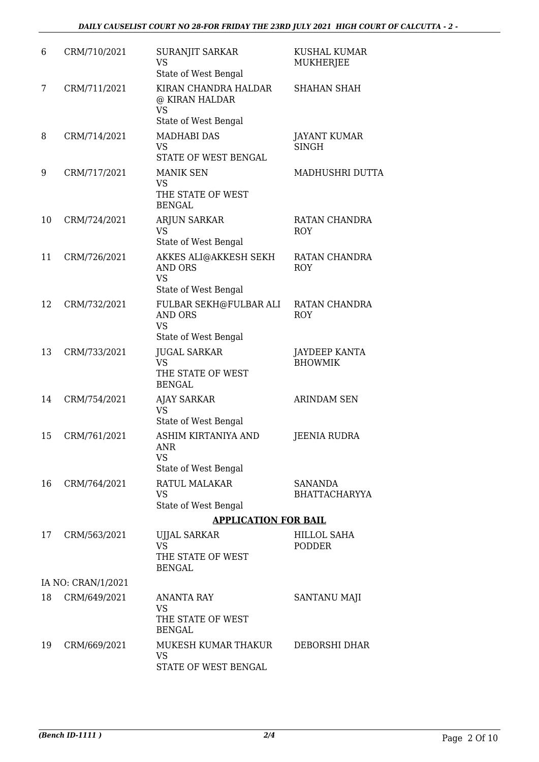| | | | |
|---|---|---|---|
| 6 | CRM/710/2021 | SURANJIT SARKAR<br>VS<br>State of West Bengal | KUSHAL KUMAR MUKHERJEE |
| 7 | CRM/711/2021 | KIRAN CHANDRA HALDAR @ KIRAN HALDAR<br>VS<br>State of West Bengal | SHAHAN SHAH |
| 8 | CRM/714/2021 | MADHABI DAS<br>VS<br>STATE OF WEST BENGAL | JAYANT KUMAR SINGH |
| 9 | CRM/717/2021 | MANIK SEN<br>VS<br>THE STATE OF WEST BENGAL | MADHUSHRI DUTTA |
| 10 | CRM/724/2021 | ARJUN SARKAR<br>VS<br>State of West Bengal | RATAN CHANDRA ROY |
| 11 | CRM/726/2021 | AKKES ALI@AKKESH SEKH AND ORS<br>VS<br>State of West Bengal | RATAN CHANDRA ROY |
| 12 | CRM/732/2021 | FULBAR SEKH@FULBAR ALI AND ORS<br>VS<br>State of West Bengal | RATAN CHANDRA ROY |
| 13 | CRM/733/2021 | JUGAL SARKAR<br>VS<br>THE STATE OF WEST BENGAL | JAYDEEP KANTA BHOWMIK |
| 14 | CRM/754/2021 | AJAY SARKAR<br>VS<br>State of West Bengal | ARINDAM SEN |
| 15 | CRM/761/2021 | ASHIM KIRTANIYA AND ANR<br>VS<br>State of West Bengal | JEENIA RUDRA |
| 16 | CRM/764/2021 | RATUL MALAKAR<br>VS<br>State of West Bengal | SANANDA BHATTACHARYYA |

**APPLICATION FOR BAIL**

| | | | |
|---|---|---|---|
| 17 | CRM/563/2021 | UJJAL SARKAR<br>VS<br>THE STATE OF WEST BENGAL | HILLOL SAHA PODDER |
| | IA NO: CRAN/1/2021 | | |
| 18 | CRM/649/2021 | ANANTA RAY<br>VS<br>THE STATE OF WEST BENGAL | SANTANU MAJI |
| 19 | CRM/669/2021 | MUKESH KUMAR THAKUR<br>VS<br>STATE OF WEST BENGAL | DEBORSHI DHAR |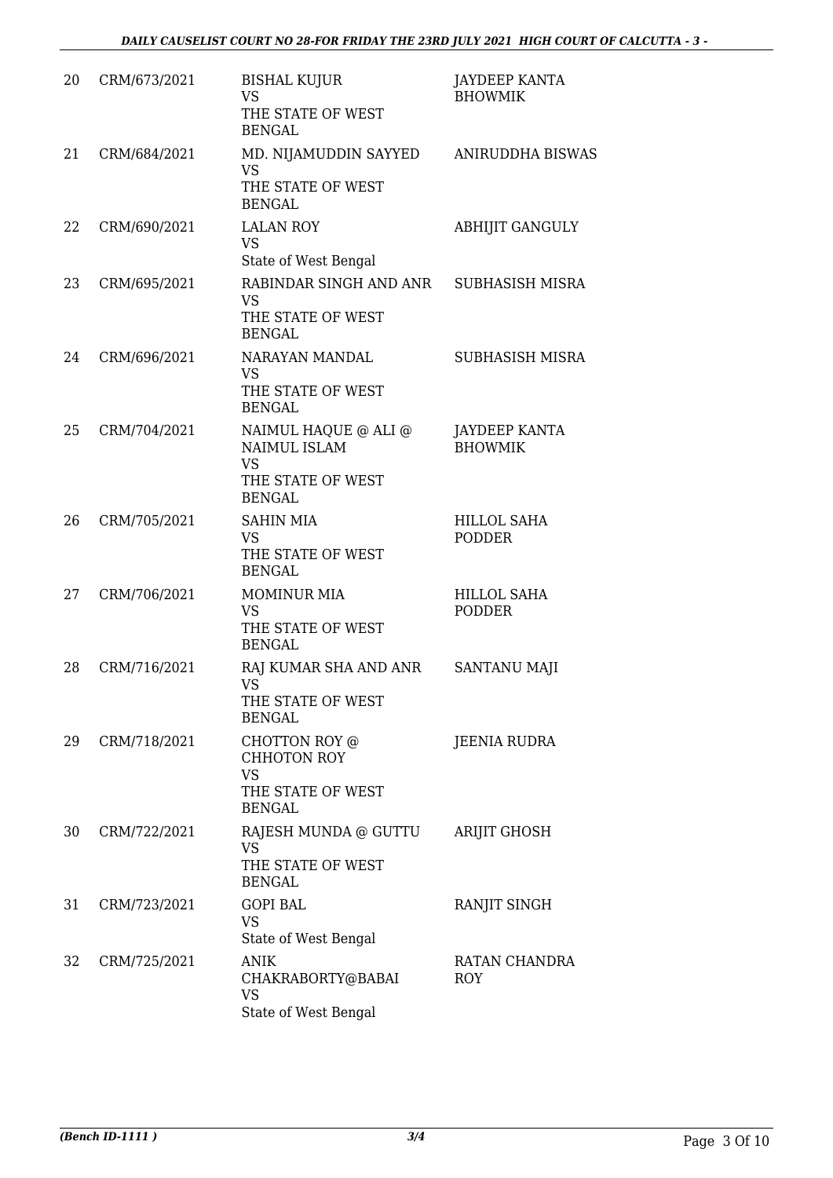| | | | |
|---|---|---|---|
| 20 | CRM/673/2021 | BISHAL KUJUR<br>VS<br>THE STATE OF WEST BENGAL | JAYDEEP KANTA BHOWMIK |
| 21 | CRM/684/2021 | MD. NIJAMUDDIN SAYYED<br>VS<br>THE STATE OF WEST BENGAL | ANIRUDDHA BISWAS |
| 22 | CRM/690/2021 | LALAN ROY<br>VS<br>State of West Bengal | ABHIJIT GANGULY |
| 23 | CRM/695/2021 | RABINDAR SINGH AND ANR<br>VS<br>THE STATE OF WEST BENGAL | SUBHASISH MISRA |
| 24 | CRM/696/2021 | NARAYAN MANDAL<br>VS<br>THE STATE OF WEST BENGAL | SUBHASISH MISRA |
| 25 | CRM/704/2021 | NAIMUL HAQUE @ ALI @ NAIMUL ISLAM<br>VS<br>THE STATE OF WEST BENGAL | JAYDEEP KANTA BHOWMIK |
| 26 | CRM/705/2021 | SAHIN MIA<br>VS<br>THE STATE OF WEST BENGAL | HILLOL SAHA PODDER |
| 27 | CRM/706/2021 | MOMINUR MIA<br>VS<br>THE STATE OF WEST BENGAL | HILLOL SAHA PODDER |
| 28 | CRM/716/2021 | RAJ KUMAR SHA AND ANR<br>VS<br>THE STATE OF WEST BENGAL | SANTANU MAJI |
| 29 | CRM/718/2021 | CHOTTON ROY @ CHHOTON ROY<br>VS<br>THE STATE OF WEST BENGAL | JEENIA RUDRA |
| 30 | CRM/722/2021 | RAJESH MUNDA @ GUTTU<br>VS<br>THE STATE OF WEST BENGAL | ARIJIT GHOSH |
| 31 | CRM/723/2021 | GOPI BAL<br>VS<br>State of West Bengal | RANJIT SINGH |
| 32 | CRM/725/2021 | ANIK CHAKRABORTY@BABAI<br>VS<br>State of West Bengal | RATAN CHANDRA ROY |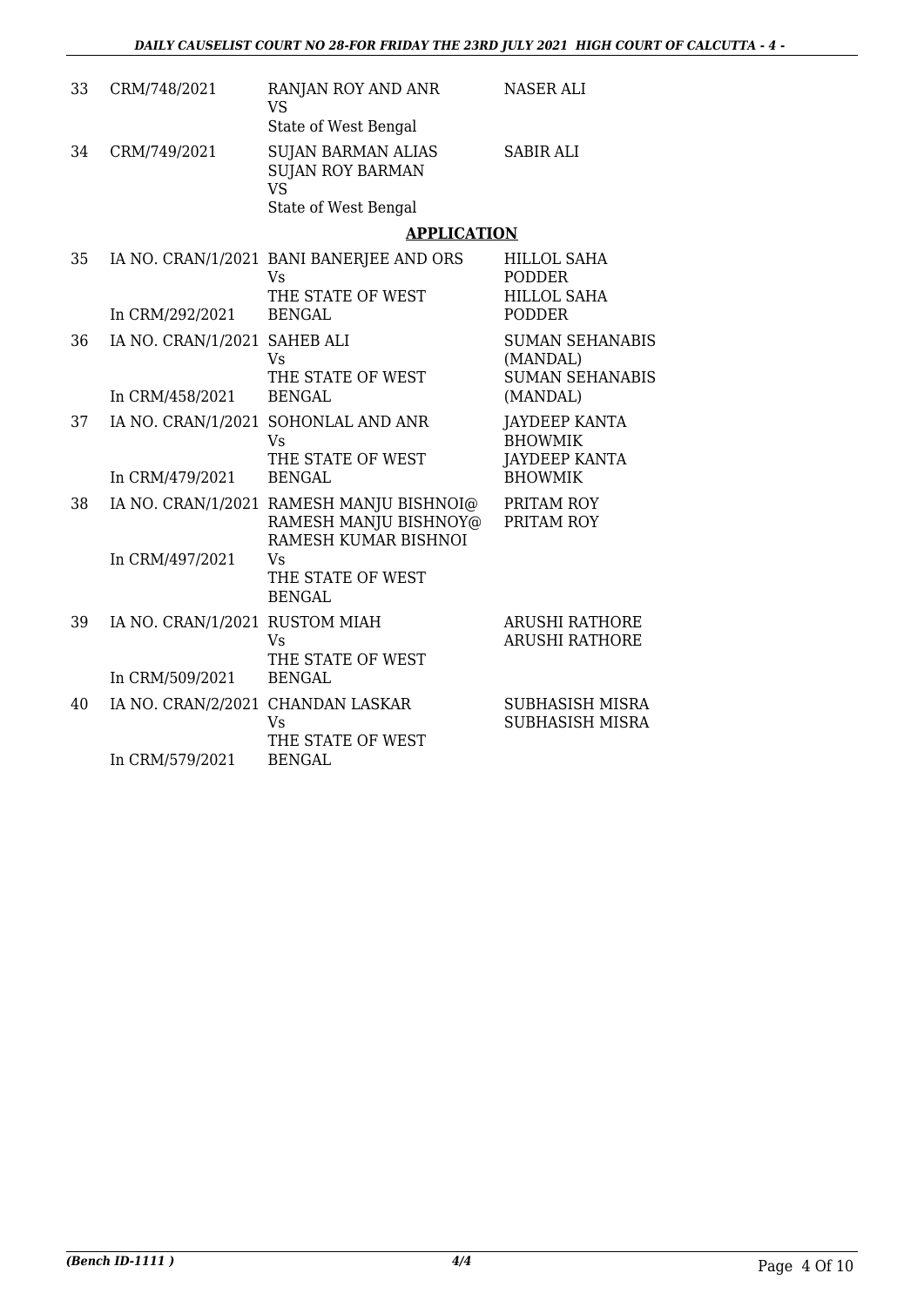| | | | |
|---|---|---|---|
| 33 | CRM/748/2021 | RANJAN ROY AND ANR<br>VS<br>State of West Bengal | NASER ALI |
| 34 | CRM/749/2021 | SUJAN BARMAN ALIAS SUJAN ROY BARMAN<br>VS<br>State of West Bengal | SABIR ALI |

## APPLICATION

| | | | |
|---|---|---|---|
| 35 | IA NO. CRAN/1/2021<br>In CRM/292/2021 | BANI BANERJEE AND ORS<br>Vs<br>THE STATE OF WEST BENGAL | HILLOL SAHA PODDER<br>HILLOL SAHA PODDER |
| 36 | IA NO. CRAN/1/2021<br>In CRM/458/2021 | SAHEB ALI<br>Vs<br>THE STATE OF WEST BENGAL | SUMAN SEHANABIS (MANDAL)<br>SUMAN SEHANABIS (MANDAL) |
| 37 | IA NO. CRAN/1/2021<br>In CRM/479/2021 | SOHONLAL AND ANR<br>Vs<br>THE STATE OF WEST BENGAL | JAYDEEP KANTA BHOWMIK<br>JAYDEEP KANTA BHOWMIK |
| 38 | IA NO. CRAN/1/2021<br>In CRM/497/2021 | RAMESH MANJU BISHNOI@ RAMESH MANJU BISHNOY@ RAMESH KUMAR BISHNOI<br>Vs<br>THE STATE OF WEST BENGAL | PRITAM ROY<br>PRITAM ROY |
| 39 | IA NO. CRAN/1/2021<br>In CRM/509/2021 | RUSTOM MIAH<br>Vs<br>THE STATE OF WEST BENGAL | ARUSHI RATHORE<br>ARUSHI RATHORE |
| 40 | IA NO. CRAN/2/2021<br>In CRM/579/2021 | CHANDAN LASKAR<br>Vs<br>THE STATE OF WEST BENGAL | SUBHASISH MISRA<br>SUBHASISH MISRA |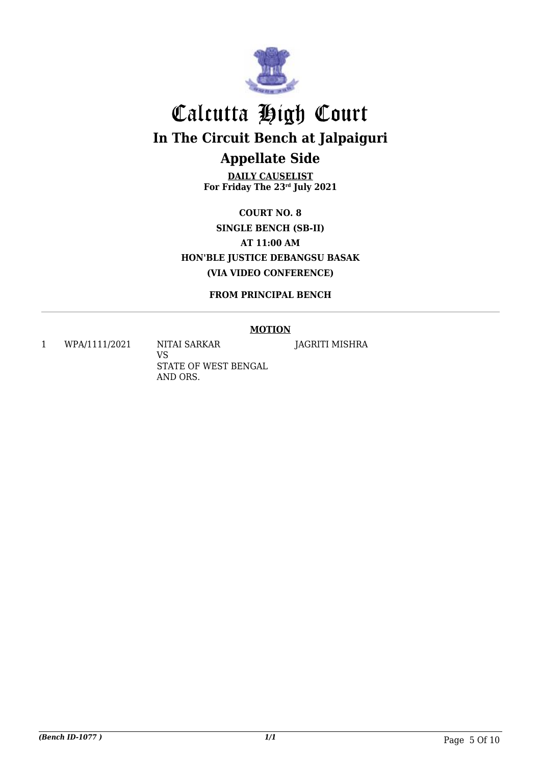# Calcutta High Court

## In The Circuit Bench at Jalpaiguri

## Appellate Side

**DAILY CAUSELIST**
**For Friday The 23rd July 2021**

**COURT NO. 8**
**SINGLE BENCH (SB-II)**
**AT 11:00 AM**
**HON'BLE JUSTICE DEBANGSU BASAK**
**(VIA VIDEO CONFERENCE)**

**FROM PRINCIPAL BENCH**

---

**MOTION**

| | | | |
|---|---|---|---|
| 1 | WPA/1111/2021 | NITAI SARKAR<br>VS<br>STATE OF WEST BENGAL AND ORS. | JAGRITI MISHRA |

*(Bench ID-1077 )* 1/1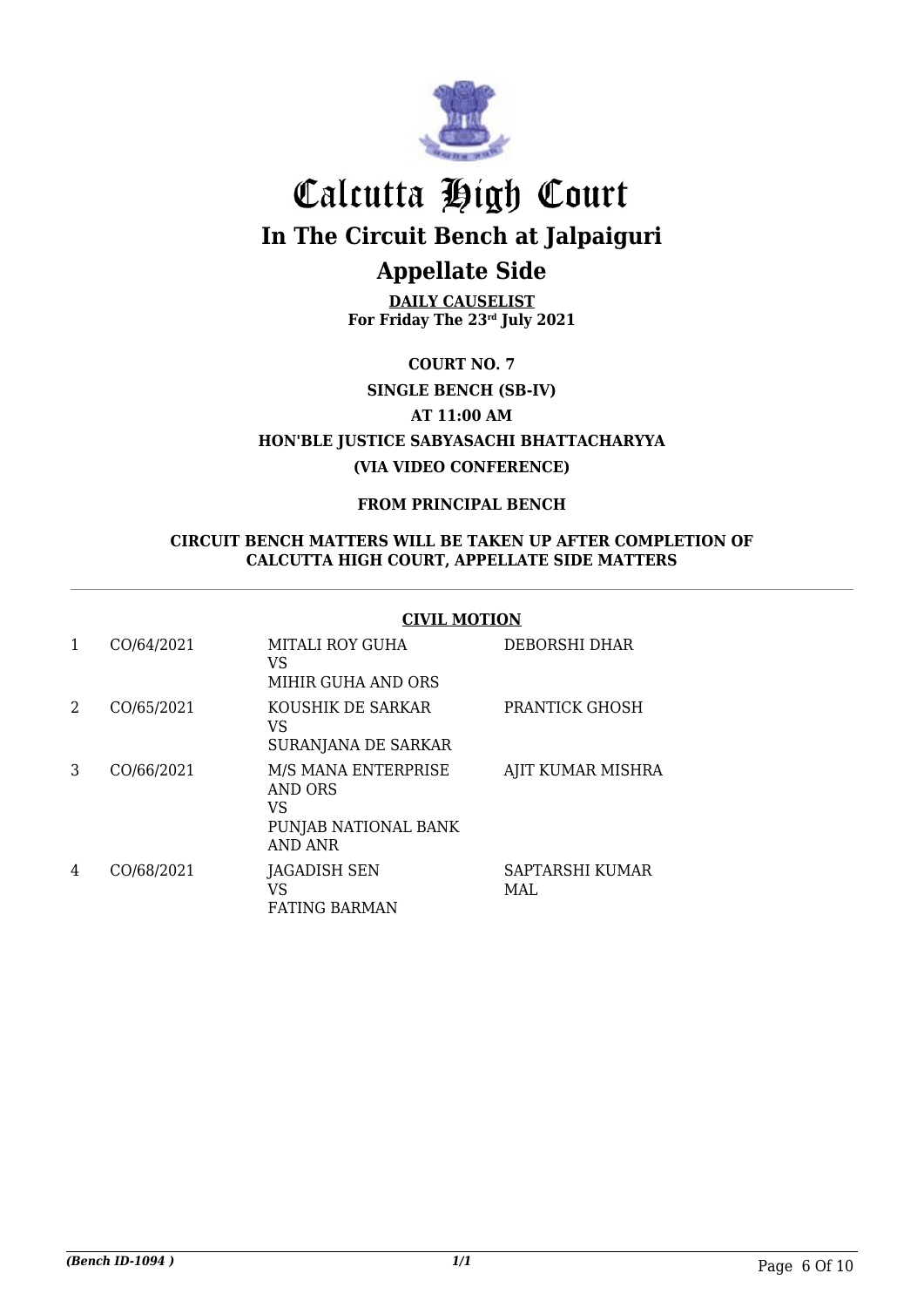# Calcutta High Court

## In The Circuit Bench at Jalpaiguri

## Appellate Side

**DAILY CAUSELIST**
**For Friday The 23rd July 2021**

**COURT NO. 7**
**SINGLE BENCH (SB-IV)**
**AT 11:00 AM**
**HON'BLE JUSTICE SABYASACHI BHATTACHARYYA**
**(VIA VIDEO CONFERENCE)**

**FROM PRINCIPAL BENCH**

**CIRCUIT BENCH MATTERS WILL BE TAKEN UP AFTER COMPLETION OF CALCUTTA HIGH COURT, APPELLATE SIDE MATTERS**

**CIVIL MOTION**

| | | | |
|---|---|---|---|
| 1 | CO/64/2021 | MITALI ROY GUHA<br>VS<br>MIHIR GUHA AND ORS | DEBORSHI DHAR |
| 2 | CO/65/2021 | KOUSHIK DE SARKAR<br>VS<br>SURANJANA DE SARKAR | PRANTICK GHOSH |
| 3 | CO/66/2021 | M/S MANA ENTERPRISE AND ORS<br>VS<br>PUNJAB NATIONAL BANK AND ANR | AJIT KUMAR MISHRA |
| 4 | CO/68/2021 | JAGADISH SEN<br>VS<br>FATING BARMAN | SAPTARSHI KUMAR MAL |

*(Bench ID-1094 )*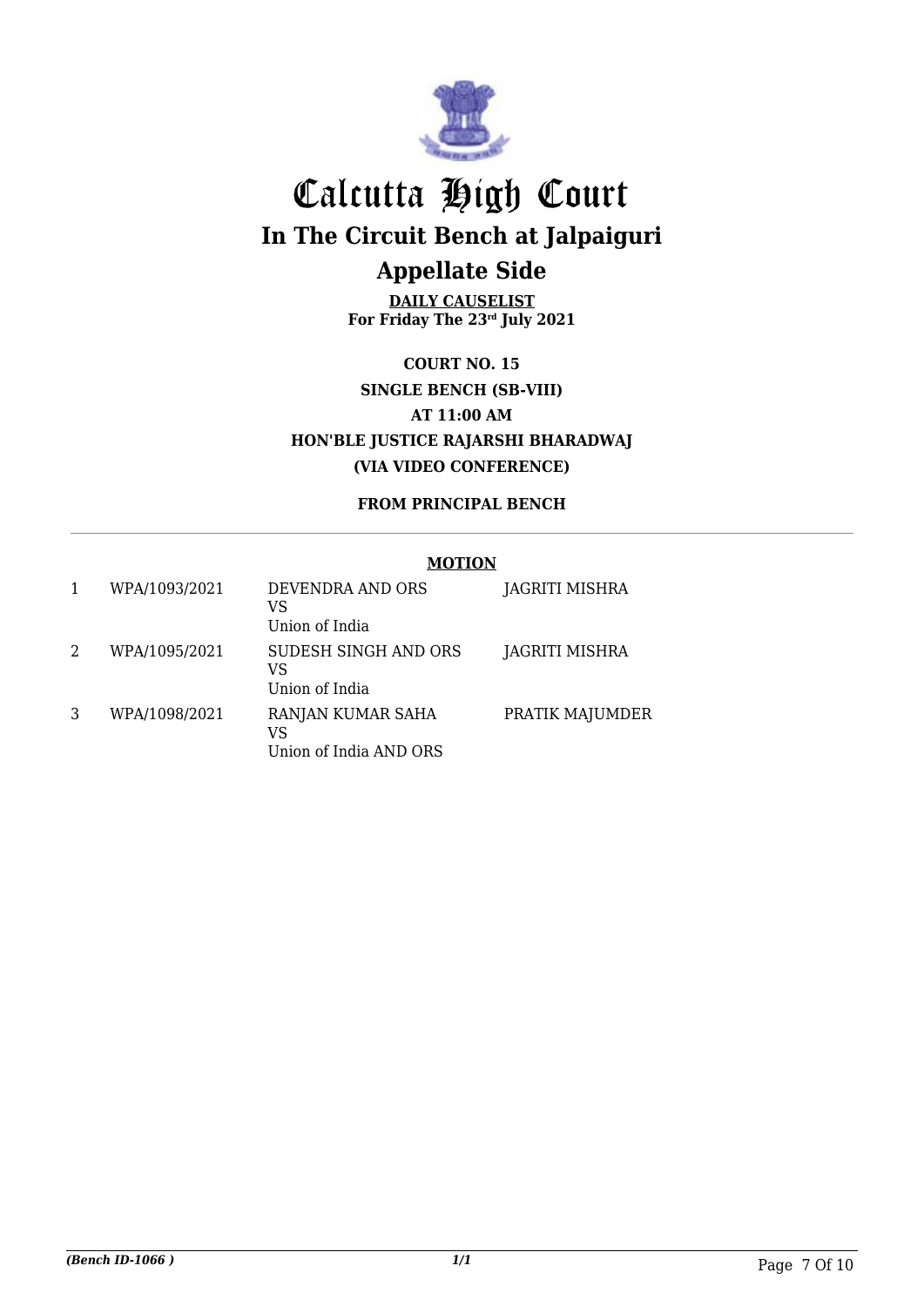# Calcutta High Court

## In The Circuit Bench at Jalpaiguri

## Appellate Side

**DAILY CAUSELIST**
**For Friday The 23rd July 2021**

**COURT NO. 15**
**SINGLE BENCH (SB-VIII)**
**AT 11:00 AM**
**HON'BLE JUSTICE RAJARSHI BHARADWAJ**
**(VIA VIDEO CONFERENCE)**

**FROM PRINCIPAL BENCH**

**MOTION**

| | | | |
|---|---|---|---|
| 1 | WPA/1093/2021 | DEVENDRA AND ORS<br>VS<br>Union of India | JAGRITI MISHRA |
| 2 | WPA/1095/2021 | SUDESH SINGH AND ORS<br>VS<br>Union of India | JAGRITI MISHRA |
| 3 | WPA/1098/2021 | RANJAN KUMAR SAHA<br>VS<br>Union of India AND ORS | PRATIK MAJUMDER |

*(Bench ID-1066 )*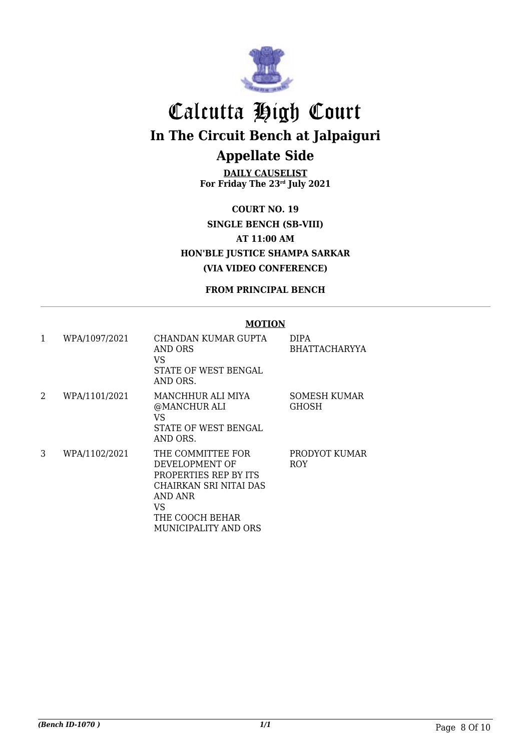# Calcutta High Court

## In The Circuit Bench at Jalpaiguri

## Appellate Side

**DAILY CAUSELIST**
**For Friday The 23rd July 2021**

**COURT NO. 19**
**SINGLE BENCH (SB-VIII)**
**AT 11:00 AM**
**HON'BLE JUSTICE SHAMPA SARKAR**
**(VIA VIDEO CONFERENCE)**

**FROM PRINCIPAL BENCH**

**MOTION**

| | | | |
|---|---|---|---|
| 1 | WPA/1097/2021 | CHANDAN KUMAR GUPTA AND ORS VS STATE OF WEST BENGAL AND ORS. | DIPA BHATTACHARYYA |
| 2 | WPA/1101/2021 | MANCHHUR ALI MIYA @MANCHUR ALI VS STATE OF WEST BENGAL AND ORS. | SOMESH KUMAR GHOSH |
| 3 | WPA/1102/2021 | THE COMMITTEE FOR DEVELOPMENT OF PROPERTIES REP BY ITS CHAIRKAN SRI NITAI DAS AND ANR VS THE COOCH BEHAR MUNICIPALITY AND ORS | PRODYOT KUMAR ROY |

*(Bench ID-1070 )* 1/1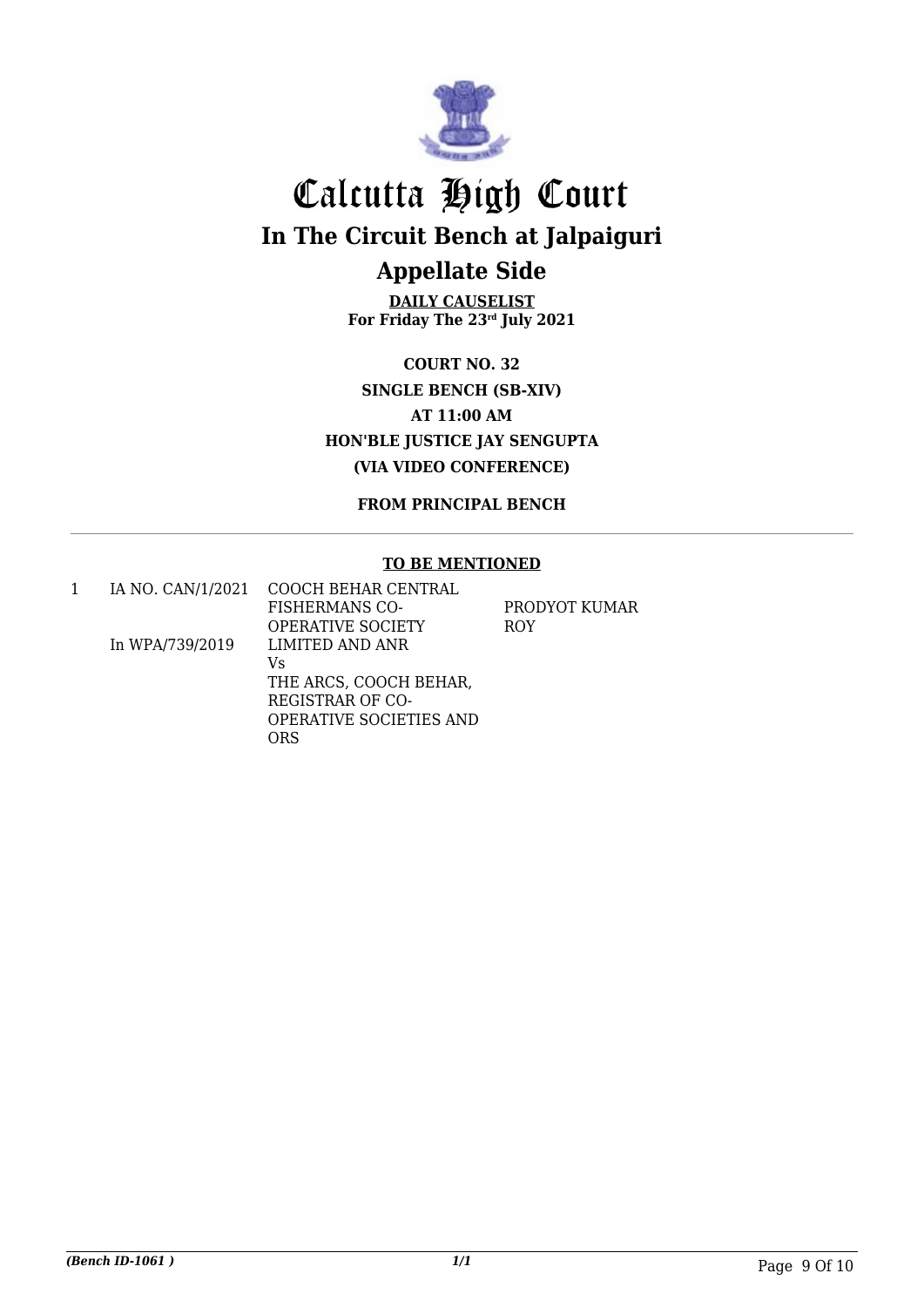# Calcutta High Court

## In The Circuit Bench at Jalpaiguri

## Appellate Side

**DAILY CAUSELIST**
**For Friday The 23rd July 2021**

**COURT NO. 32**
**SINGLE BENCH (SB-XIV)**
**AT 11:00 AM**
**HON'BLE JUSTICE JAY SENGUPTA**
**(VIA VIDEO CONFERENCE)**

**FROM PRINCIPAL BENCH**

**TO BE MENTIONED**

| | | | |
|---|---|---|---|
| 1 | IA NO. CAN/1/2021<br><br>In WPA/739/2019 | COOCH BEHAR CENTRAL FISHERMANS CO-OPERATIVE SOCIETY LIMITED AND ANR<br>Vs<br>THE ARCS, COOCH BEHAR, REGISTRAR OF CO-OPERATIVE SOCIETIES AND ORS | PRODYOT KUMAR ROY |

*(Bench ID-1061 )*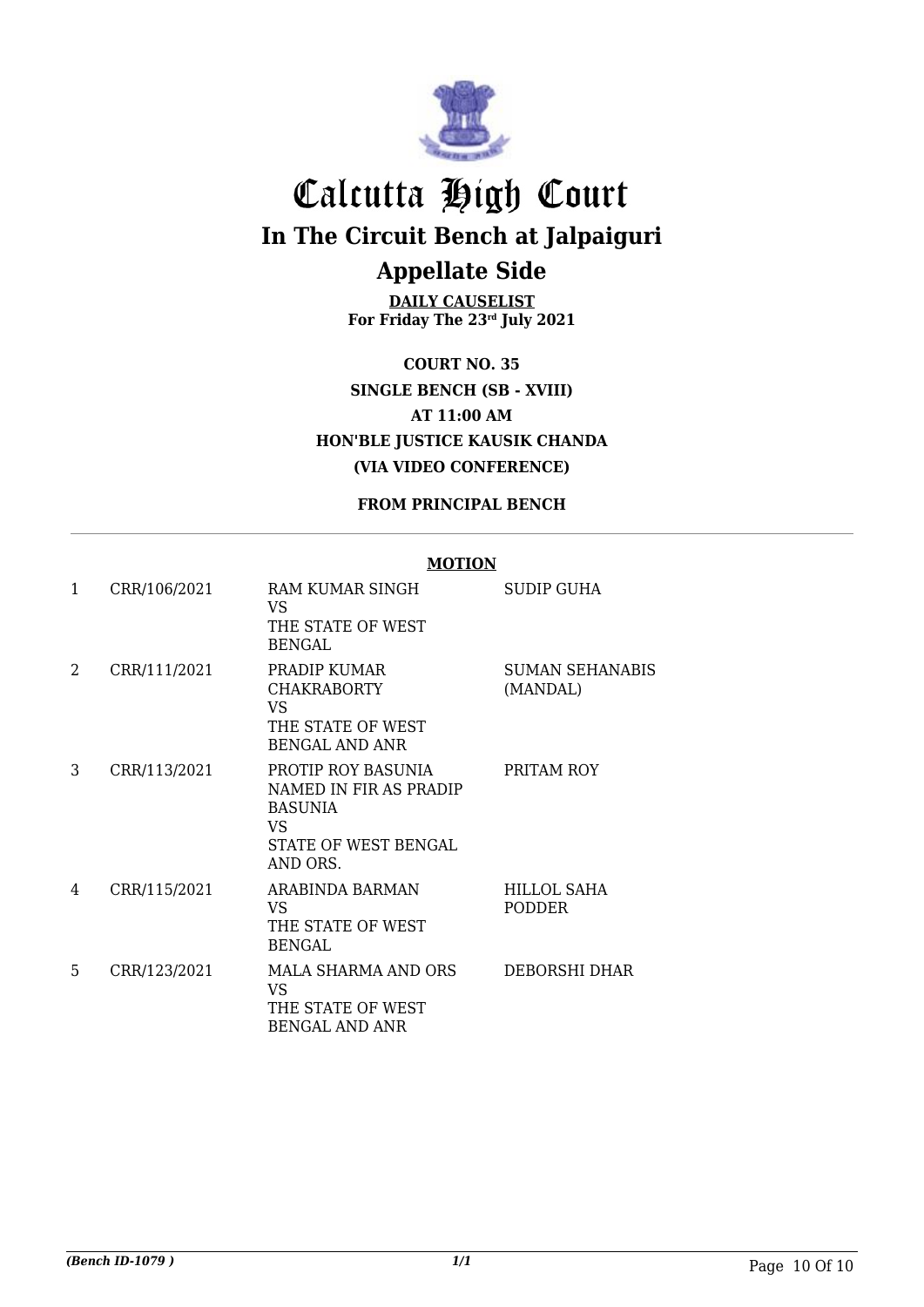# Calcutta High Court

## In The Circuit Bench at Jalpaiguri

## Appellate Side

**DAILY CAUSELIST**
**For Friday The 23rd July 2021**

**COURT NO. 35**
**SINGLE BENCH (SB - XVIII)**
**AT 11:00 AM**
**HON'BLE JUSTICE KAUSIK CHANDA**
**(VIA VIDEO CONFERENCE)**

**FROM PRINCIPAL BENCH**

**MOTION**

| | | | |
|---|---|---|---|
| 1 | CRR/106/2021 | RAM KUMAR SINGH VS THE STATE OF WEST BENGAL | SUDIP GUHA |
| 2 | CRR/111/2021 | PRADIP KUMAR CHAKRABORTY VS THE STATE OF WEST BENGAL AND ANR | SUMAN SEHANABIS (MANDAL) |
| 3 | CRR/113/2021 | PROTIP ROY BASUNIA NAMED IN FIR AS PRADIP BASUNIA VS STATE OF WEST BENGAL AND ORS. | PRITAM ROY |
| 4 | CRR/115/2021 | ARABINDA BARMAN VS THE STATE OF WEST BENGAL | HILLOL SAHA PODDER |
| 5 | CRR/123/2021 | MALA SHARMA AND ORS VS THE STATE OF WEST BENGAL AND ANR | DEBORSHI DHAR |

*(Bench ID-1079 )*